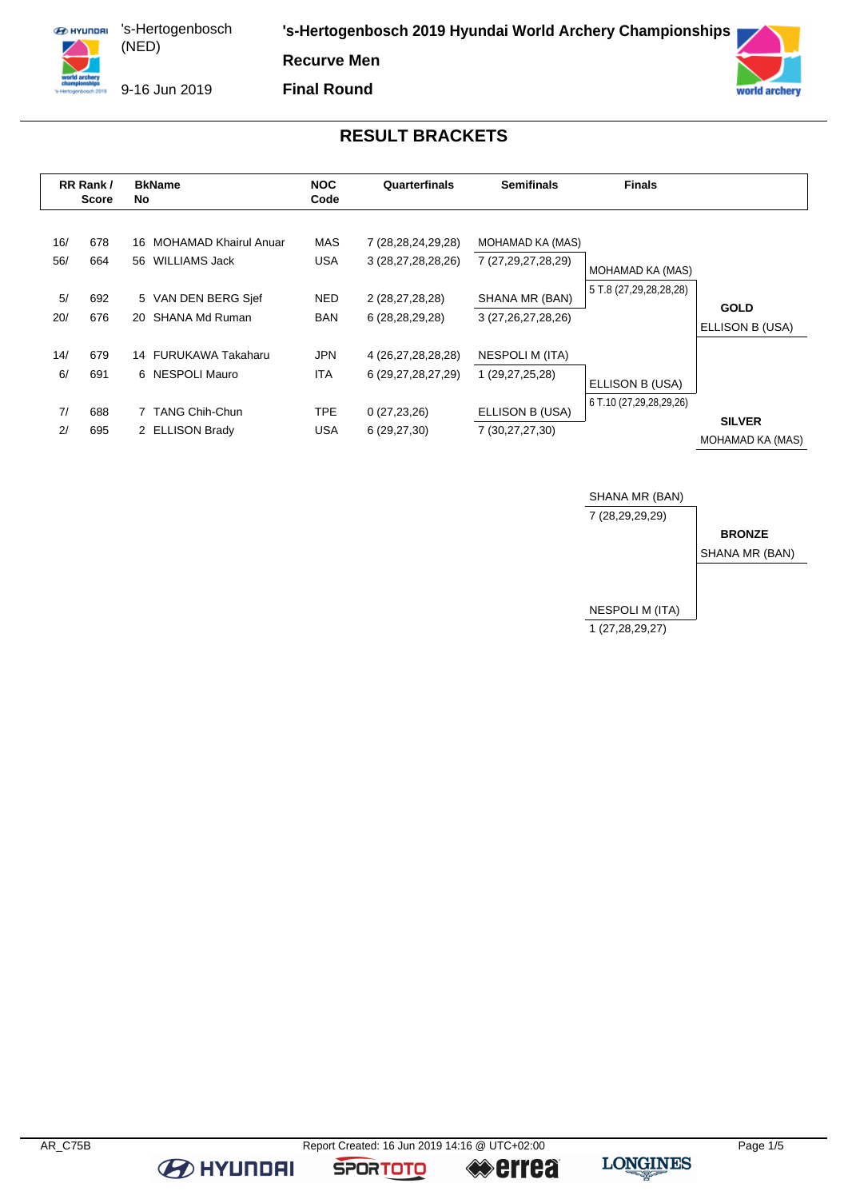's-Hertogenbosch (NED)

9-16 Jun 2019

# 's-Hertogenbosch 2019 Hyundai World Archery Championships

## Recurve Men

## Final Round

## RESULT BRACKETS

| RR Rank / | Score | BkNo | Name | NOC Code | Quarterfinals | Semifinals | Finals | |
|---|---|---|---|---|---|---|---|---|
| 16/ | 678 | 16 | MOHAMAD Khairul Anuar | MAS | 7 (28,28,24,29,28) | MOHAMAD KA (MAS) | | |
| 56/ | 664 | 56 | WILLIAMS Jack | USA | 3 (28,27,28,28,26) | 7 (27,29,27,28,29) | MOHAMAD KA (MAS) | |
| | | | | | | | 5 T.8 (27,29,28,28,28) | |
| 5/ | 692 | 5 | VAN DEN BERG Sjef | NED | 2 (28,27,28,28) | SHANA MR (BAN) | | **GOLD** |
| 20/ | 676 | 20 | SHANA Md Ruman | BAN | 6 (28,28,29,28) | 3 (27,26,27,28,26) | | ELLISON B (USA) |
| 14/ | 679 | 14 | FURUKAWA Takaharu | JPN | 4 (26,27,28,28,28) | NESPOLI M (ITA) | | |
| 6/ | 691 | 6 | NESPOLI Mauro | ITA | 6 (29,27,28,27,29) | 1 (29,27,25,28) | ELLISON B (USA) | |
| | | | | | | | 6 T.10 (27,29,28,29,26) | |
| 7/ | 688 | 7 | TANG Chih-Chun | TPE | 0 (27,23,26) | ELLISON B (USA) | | **SILVER** |
| 2/ | 695 | 2 | ELLISON Brady | USA | 6 (29,27,30) | 7 (30,27,27,30) | | MOHAMAD KA (MAS) |

| Bronze Match | | |
|---|---|---|
| SHANA MR (BAN) | 7 (28,29,29,29) | **BRONZE** |
| NESPOLI M (ITA) | 1 (27,28,29,27) | SHANA MR (BAN) |

AR_C75B

Report Created: 16 Jun 2019 14:16 @ UTC+02:00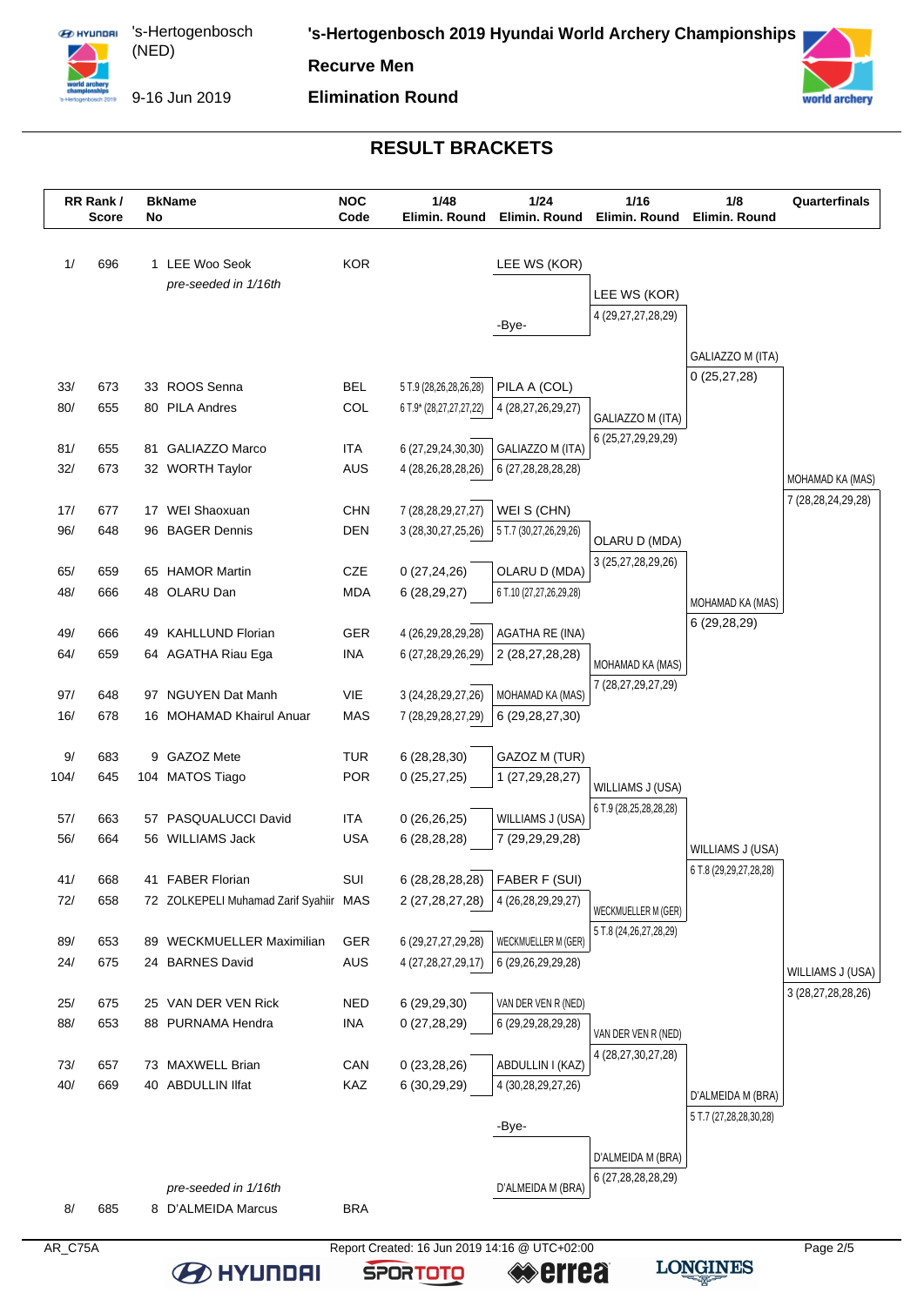# 's-Hertogenbosch 2019 Hyundai World Archery Championships

's-Hertogenbosch (NED)

9-16 Jun 2019

**Recurve Men**

**Elimination Round**

## RESULT BRACKETS

| RR Rank / Score | | BkName No | | NOC Code | 1/48 Elimin. Round | 1/24 Elimin. Round | 1/16 Elimin. Round | 1/8 Elimin. Round | Quarterfinals |
|---|---|---|---|---|---|---|---|---|---|
| 1/ | 696 | 1 | LEE Woo Seok *pre-seeded in 1/16th* | KOR | | LEE WS (KOR) | | | |
| | | | | | | | LEE WS (KOR) 4 (29,27,27,28,29) | | |
| | | | | | | -Bye- | | | |
| | | | | | | | | GALIAZZO M (ITA) 0 (25,27,28) | |
| 33/ | 673 | 33 | ROOS Senna | BEL | 5 T.9 (28,26,28,26,28) | PILA A (COL) | | | |
| 80/ | 655 | 80 | PILA Andres | COL | 6 T.9* (28,27,27,27,22) | 4 (28,27,26,29,27) | | | |
| | | | | | | | GALIAZZO M (ITA) 6 (25,27,29,29,29) | | |
| 81/ | 655 | 81 | GALIAZZO Marco | ITA | 6 (27,29,24,30,30) | GALIAZZO M (ITA) | | | |
| 32/ | 673 | 32 | WORTH Taylor | AUS | 4 (28,26,28,28,26) | 6 (27,28,28,28,28) | | | |
| | | | | | | | | | MOHAMAD KA (MAS) 7 (28,28,24,29,28) |
| 17/ | 677 | 17 | WEI Shaoxuan | CHN | 7 (28,28,29,27,27) | WEI S (CHN) | | | |
| 96/ | 648 | 96 | BAGER Dennis | DEN | 3 (28,30,27,25,26) | 5 T.7 (30,27,26,29,26) | | | |
| | | | | | | | OLARU D (MDA) 3 (25,27,28,29,26) | | |
| 65/ | 659 | 65 | HAMOR Martin | CZE | 0 (27,24,26) | OLARU D (MDA) | | | |
| 48/ | 666 | 48 | OLARU Dan | MDA | 6 (28,29,27) | 6 T.10 (27,27,26,29,28) | | | |
| | | | | | | | | MOHAMAD KA (MAS) 6 (29,28,29) | |
| 49/ | 666 | 49 | KAHLLUND Florian | GER | 4 (26,29,28,29,28) | AGATHA RE (INA) | | | |
| 64/ | 659 | 64 | AGATHA Riau Ega | INA | 6 (27,28,29,26,29) | 2 (28,27,28,28) | | | |
| | | | | | | | MOHAMAD KA (MAS) 7 (28,27,29,27,29) | | |
| 97/ | 648 | 97 | NGUYEN Dat Manh | VIE | 3 (24,28,29,27,26) | MOHAMAD KA (MAS) | | | |
| 16/ | 678 | 16 | MOHAMAD Khairul Anuar | MAS | 7 (28,29,28,27,29) | 6 (29,28,27,30) | | | |
| 9/ | 683 | 9 | GAZOZ Mete | TUR | 6 (28,28,30) | GAZOZ M (TUR) | | | |
| 104/ | 645 | 104 | MATOS Tiago | POR | 0 (25,27,25) | 1 (27,29,28,27) | | | |
| | | | | | | | WILLIAMS J (USA) 6 T.9 (28,25,28,28,28) | | |
| 57/ | 663 | 57 | PASQUALUCCI David | ITA | 0 (26,26,25) | WILLIAMS J (USA) | | | |
| 56/ | 664 | 56 | WILLIAMS Jack | USA | 6 (28,28,28) | 7 (29,29,29,28) | | | |
| | | | | | | | | WILLIAMS J (USA) 6 T.8 (29,29,27,28,28) | |
| 41/ | 668 | 41 | FABER Florian | SUI | 6 (28,28,28,28) | FABER F (SUI) | | | |
| 72/ | 658 | 72 | ZOLKEPELI Muhamad Zarif Syahiir | MAS | 2 (27,28,27,28) | 4 (26,28,29,29,27) | | | |
| | | | | | | | WECKMUELLER M (GER) 5 T.8 (24,26,27,28,29) | | |
| 89/ | 653 | 89 | WECKMUELLER Maximilian | GER | 6 (29,27,27,29,28) | WECKMUELLER M (GER) | | | |
| 24/ | 675 | 24 | BARNES David | AUS | 4 (27,28,27,29,17) | 6 (29,26,29,29,28) | | | |
| | | | | | | | | | WILLIAMS J (USA) 3 (28,27,28,28,26) |
| 25/ | 675 | 25 | VAN DER VEN Rick | NED | 6 (29,29,30) | VAN DER VEN R (NED) | | | |
| 88/ | 653 | 88 | PURNAMA Hendra | INA | 0 (27,28,29) | 6 (29,29,28,29,28) | | | |
| | | | | | | | VAN DER VEN R (NED) 4 (28,27,30,27,28) | | |
| 73/ | 657 | 73 | MAXWELL Brian | CAN | 0 (23,28,26) | ABDULLIN I (KAZ) | | | |
| 40/ | 669 | 40 | ABDULLIN Ilfat | KAZ | 6 (30,29,29) | 4 (30,28,29,27,26) | | | |
| | | | | | | | | D'ALMEIDA M (BRA) 5 T.7 (27,28,28,30,28) | |
| | | | | | | -Bye- | | | |
| | | | | | | | D'ALMEIDA M (BRA) 6 (27,28,28,28,29) | | |
| 8/ | 685 | 8 | D'ALMEIDA Marcus *pre-seeded in 1/16th* | BRA | | D'ALMEIDA M (BRA) | | | |

AR_C75A

Report Created: 16 Jun 2019 14:16 @ UTC+02:00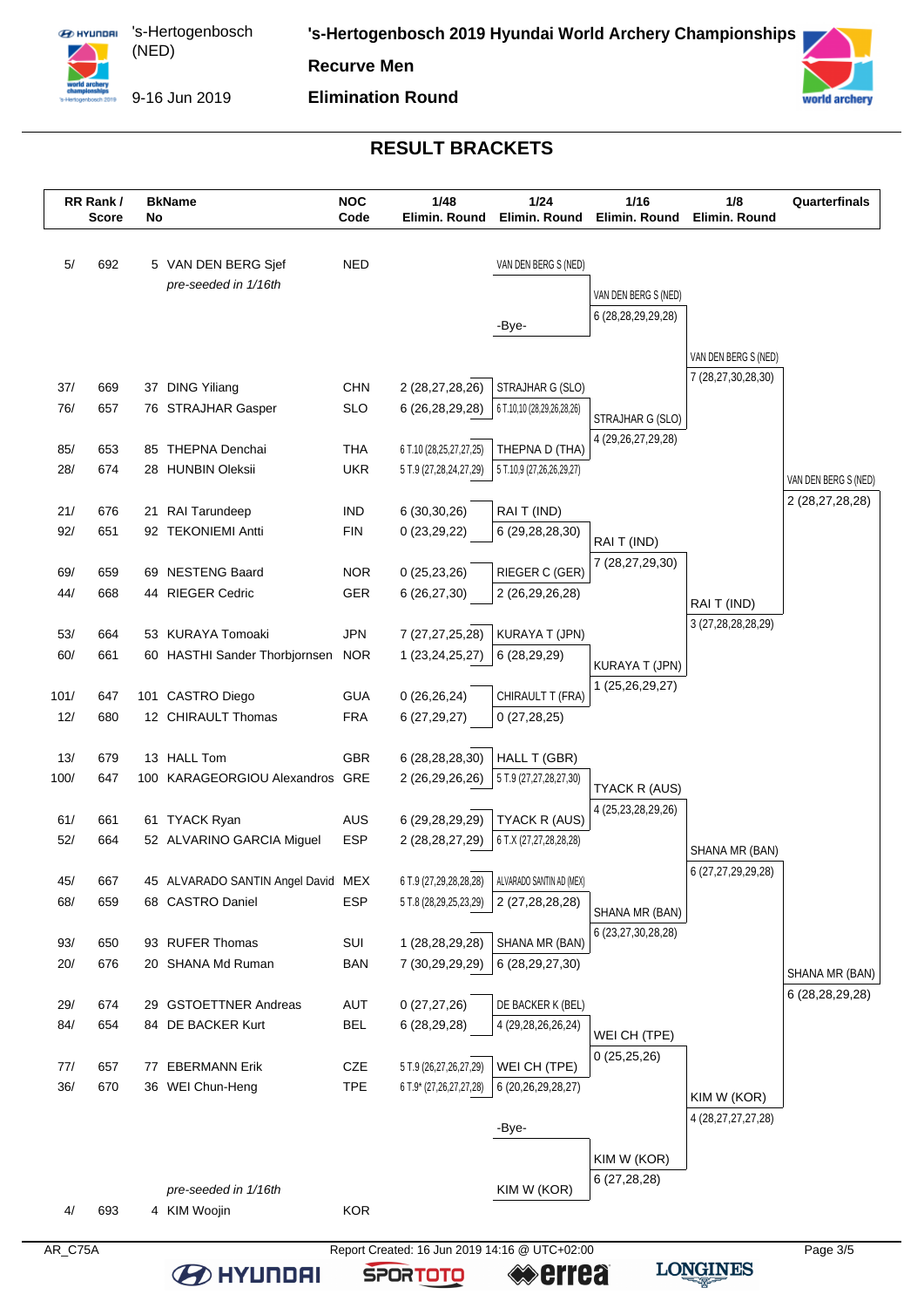# 's-Hertogenbosch 2019 Hyundai World Archery Championships

's-Hertogenbosch (NED)

9-16 Jun 2019

**Recurve Men**

**Elimination Round**

## RESULT BRACKETS

| RR Rank / Score | | BkName No | | NOC Code | 1/48 Elimin. Round | 1/24 Elimin. Round | 1/16 Elimin. Round | 1/8 Elimin. Round | Quarterfinals |
|---|---|---|---|---|---|---|---|---|---|
| 5/ | 692 | 5 | VAN DEN BERG Sjef *pre-seeded in 1/16th* | NED | | VAN DEN BERG S (NED) | VAN DEN BERG S (NED) 6 (28,28,29,29,28) | VAN DEN BERG S (NED) 7 (28,27,30,28,30) | VAN DEN BERG S (NED) 2 (28,27,28,28) |
| | | | | | | -Bye- | | | |
| 37/ | 669 | 37 | DING Yiliang | CHN | 2 (28,27,28,26) | STRAJHAR G (SLO) | STRAJHAR G (SLO) 4 (29,26,27,29,28) | | |
| 76/ | 657 | 76 | STRAJHAR Gasper | SLO | 6 (26,28,29,28) | 6 T.10,10 (28,29,26,28,26) | | | |
| 85/ | 653 | 85 | THEPNA Denchai | THA | 6 T.10 (28,25,27,27,25) | THEPNA D (THA) | | | |
| 28/ | 674 | 28 | HUNBIN Oleksii | UKR | 5 T.9 (27,28,24,27,29) | 5 T.10,9 (27,26,26,29,27) | | | |
| 21/ | 676 | 21 | RAI Tarundeep | IND | 6 (30,30,26) | RAI T (IND) | RAI T (IND) 7 (28,27,29,30) | RAI T (IND) 3 (27,28,28,28,29) | |
| 92/ | 651 | 92 | TEKONIEMI Antti | FIN | 0 (23,29,22) | 6 (29,28,28,30) | | | |
| 69/ | 659 | 69 | NESTENG Baard | NOR | 0 (25,23,26) | RIEGER C (GER) | | | |
| 44/ | 668 | 44 | RIEGER Cedric | GER | 6 (26,27,30) | 2 (26,29,26,28) | | | |
| 53/ | 664 | 53 | KURAYA Tomoaki | JPN | 7 (27,27,25,28) | KURAYA T (JPN) | KURAYA T (JPN) 1 (25,26,29,27) | | |
| 60/ | 661 | 60 | HASTHI Sander Thorbjornsen | NOR | 1 (23,24,25,27) | 6 (28,29,29) | | | |
| 101/ | 647 | 101 | CASTRO Diego | GUA | 0 (26,26,24) | CHIRAULT T (FRA) | | | |
| 12/ | 680 | 12 | CHIRAULT Thomas | FRA | 6 (27,29,27) | 0 (27,28,25) | | | |
| 13/ | 679 | 13 | HALL Tom | GBR | 6 (28,28,28,30) | HALL T (GBR) | TYACK R (AUS) 4 (25,23,28,29,26) | SHANA MR (BAN) 6 (27,27,29,29,28) | SHANA MR (BAN) 6 (28,28,29,28) |
| 100/ | 647 | 100 | KARAGEORGIOU Alexandros | GRE | 2 (26,29,26,26) | 5 T.9 (27,27,28,27,30) | | | |
| 61/ | 661 | 61 | TYACK Ryan | AUS | 6 (29,28,29,29) | TYACK R (AUS) | | | |
| 52/ | 664 | 52 | ALVARINO GARCIA Miguel | ESP | 2 (28,28,27,29) | 6 T.X (27,27,28,28,28) | | | |
| 45/ | 667 | 45 | ALVARADO SANTIN Angel David | MEX | 6 T.9 (27,29,28,28,28) | ALVARADO SANTIN AD (MEX) | SHANA MR (BAN) 6 (23,27,30,28,28) | | |
| 68/ | 659 | 68 | CASTRO Daniel | ESP | 5 T.8 (28,29,25,23,29) | 2 (27,28,28,28) | | | |
| 93/ | 650 | 93 | RUFER Thomas | SUI | 1 (28,28,29,28) | SHANA MR (BAN) | | | |
| 20/ | 676 | 20 | SHANA Md Ruman | BAN | 7 (30,29,29,29) | 6 (28,29,27,30) | | | |
| 29/ | 674 | 29 | GSTOETTNER Andreas | AUT | 0 (27,27,26) | DE BACKER K (BEL) | WEI CH (TPE) 0 (25,25,26) | KIM W (KOR) 4 (28,27,27,27,28) | |
| 84/ | 654 | 84 | DE BACKER Kurt | BEL | 6 (28,29,28) | 4 (29,28,26,26,24) | | | |
| 77/ | 657 | 77 | EBERMANN Erik | CZE | 5 T.9 (26,27,26,27,29) | WEI CH (TPE) | | | |
| 36/ | 670 | 36 | WEI Chun-Heng | TPE | 6 T.9* (27,26,27,27,28) | 6 (20,26,29,28,27) | | | |
| | | | | | | -Bye- | KIM W (KOR) 6 (27,28,28) | | |
| 4/ | 693 | 4 | KIM Woojin *pre-seeded in 1/16th* | KOR | | KIM W (KOR) | | | |

AR_C75A — Report Created: 16 Jun 2019 14:16 @ UTC+02:00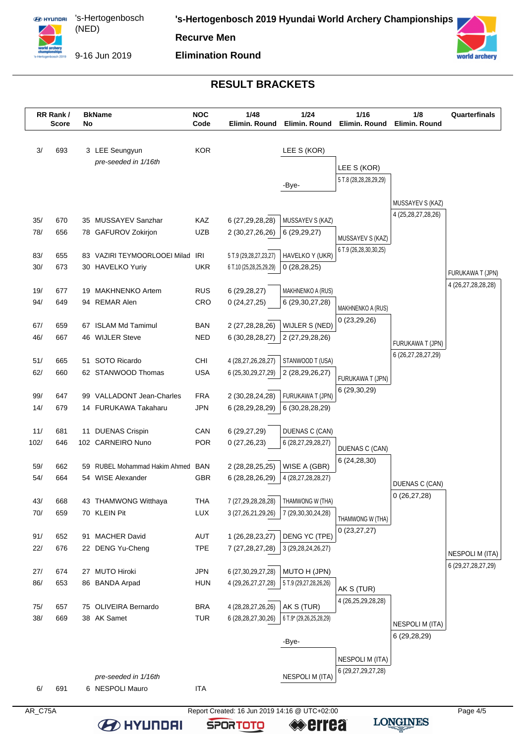# 's-Hertogenbosch 2019 Hyundai World Archery Championships

's-Hertogenbosch (NED)

9-16 Jun 2019

**Recurve Men**

**Elimination Round**

## RESULT BRACKETS

| RR Rank / Score | BkName No | NOC Code | 1/48 Elimin. Round | 1/24 Elimin. Round | 1/16 Elimin. Round | 1/8 Elimin. Round | Quarterfinals |
|---|---|---|---|---|---|---|---|
| 3/ 693 | 3 LEE Seungyun *pre-seeded in 1/16th* | KOR | | LEE S (KOR) | LEE S (KOR) 5 T.8 (28,28,28,28,29,29) | MUSSAYEV S (KAZ) 4 (25,28,27,28,26) | FURUKAWA T (JPN) 4 (26,27,28,28,28) |
| | | | | -Bye- | | | |
| 35/ 670 | 35 MUSSAYEV Sanzhar | KAZ | 6 (27,29,28,28) | MUSSAYEV S (KAZ) | MUSSAYEV S (KAZ) 6 T.9 (26,28,30,30,25) | | |
| 78/ 656 | 78 GAFUROV Zokirjon | UZB | 2 (30,27,26,26) | 6 (29,29,27) | | | |
| 83/ 655 | 83 VAZIRI TEYMOORLOOEI Milad | IRI | 5 T.9 (29,28,27,23,27) | HAVELKO Y (UKR) | | | |
| 30/ 673 | 30 HAVELKO Yuriy | UKR | 6 T.10 (25,28,25,29,29) | 0 (28,28,25) | | | |
| 19/ 677 | 19 MAKHNENKO Artem | RUS | 6 (29,28,27) | MAKHNENKO A (RUS) | MAKHNENKO A (RUS) 0 (23,29,26) | FURUKAWA T (JPN) 6 (26,27,28,27,29) | |
| 94/ 649 | 94 REMAR Alen | CRO | 0 (24,27,25) | 6 (29,30,27,28) | | | |
| 67/ 659 | 67 ISLAM Md Tamimul | BAN | 2 (27,28,28,26) | WIJLER S (NED) | | | |
| 46/ 667 | 46 WIJLER Steve | NED | 6 (30,28,28,27) | 2 (27,29,28,26) | | | |
| 51/ 665 | 51 SOTO Ricardo | CHI | 4 (28,27,26,28,27) | STANWOOD T (USA) | FURUKAWA T (JPN) 6 (29,30,29) | | |
| 62/ 660 | 62 STANWOOD Thomas | USA | 6 (25,30,29,27,29) | 2 (28,29,26,27) | | | |
| 99/ 647 | 99 VALLADONT Jean-Charles | FRA | 2 (30,28,24,28) | FURUKAWA T (JPN) | | | |
| 14/ 679 | 14 FURUKAWA Takaharu | JPN | 6 (28,29,28,29) | 6 (30,28,28,29) | | | |
| 11/ 681 | 11 DUENAS Crispin | CAN | 6 (29,27,29) | DUENAS C (CAN) | DUENAS C (CAN) 6 (24,28,30) | DUENAS C (CAN) 0 (26,27,28) | NESPOLI M (ITA) 6 (29,27,28,27,29) |
| 102/ 646 | 102 CARNEIRO Nuno | POR | 0 (27,26,23) | 6 (28,27,29,28,27) | | | |
| 59/ 662 | 59 RUBEL Mohammad Hakim Ahmed | BAN | 2 (28,28,25,25) | WISE A (GBR) | | | |
| 54/ 664 | 54 WISE Alexander | GBR | 6 (28,28,26,29) | 4 (28,27,28,28,27) | | | |
| 43/ 668 | 43 THAMWONG Witthaya | THA | 7 (27,29,28,28,28) | THAMWONG W (THA) | THAMWONG W (THA) 0 (23,27,27) | | |
| 70/ 659 | 70 KLEIN Pit | LUX | 3 (27,26,21,29,26) | 7 (29,30,30,24,28) | | | |
| 91/ 652 | 91 MACHER David | AUT | 1 (26,28,23,27) | DENG YC (TPE) | | | |
| 22/ 676 | 22 DENG Yu-Cheng | TPE | 7 (27,28,27,28) | 3 (29,28,24,26,27) | | | |
| 27/ 674 | 27 MUTO Hiroki | JPN | 6 (27,30,29,27,28) | MUTO H (JPN) | AK S (TUR) 4 (26,25,29,28,28) | NESPOLI M (ITA) 6 (29,28,29) | |
| 86/ 653 | 86 BANDA Arpad | HUN | 4 (29,26,27,27,28) | 5 T.9 (29,27,28,26,26) | | | |
| 75/ 657 | 75 OLIVEIRA Bernardo | BRA | 4 (28,28,27,26,26) | AK S (TUR) | | | |
| 38/ 669 | 38 AK Samet | TUR | 6 (28,28,27,30,26) | 6 T.9* (29,26,25,28,29) | | | |
| | | | | -Bye- | NESPOLI M (ITA) 6 (29,27,29,27,28) | | |
| 6/ 691 | 6 NESPOLI Mauro *pre-seeded in 1/16th* | ITA | | NESPOLI M (ITA) | | | |

AR_C75A

Report Created: 16 Jun 2019 14:16 @ UTC+02:00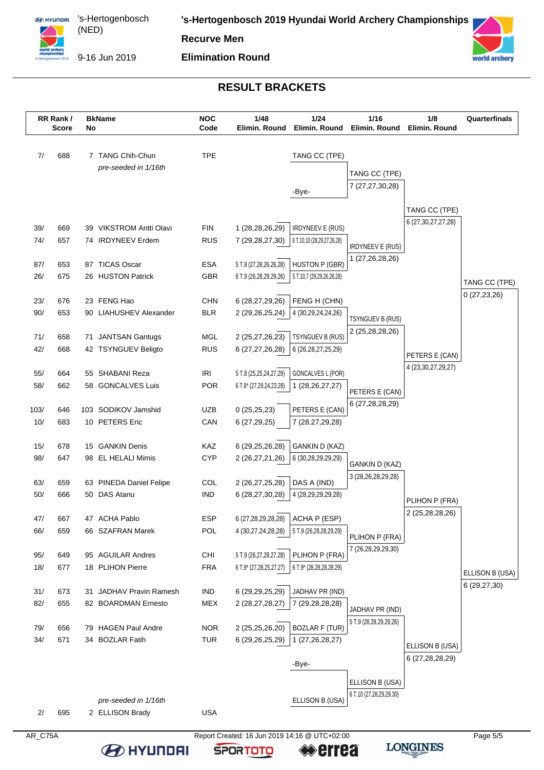# 's-Hertogenbosch 2019 Hyundai World Archery Championships

**Recurve Men**

**Elimination Round**

's-Hertogenbosch (NED)

9-16 Jun 2019

## RESULT BRACKETS

| RR Rank / Score | BkName No | NOC Code | 1/48 Elimin. Round | 1/24 Elimin. Round | 1/16 Elimin. Round | 1/8 Elimin. Round | Quarterfinals |
|---|---|---|---|---|---|---|---|
| 7/ 688 | 7 TANG Chih-Chun *pre-seeded in 1/16th* | TPE | | TANG CC (TPE) | TANG CC (TPE) 7 (27,27,30,28) | TANG CC (TPE) 6 (27,30,27,27,28) | TANG CC (TPE) 0 (27,23,26) |
| | | | | -Bye- | | | |
| 39/ 669 | 39 VIKSTROM Antti Olavi | FIN | 1 (28,28,26,29) | IRDYNEEV E (RUS) 6 T.10,10 (28,29,27,26,28) | IRDYNEEV E (RUS) 1 (27,26,28,26) | | |
| 74/ 657 | 74 IRDYNEEV Erdem | RUS | 7 (29,28,27,30) | | | | |
| 87/ 653 | 87 TICAS Oscar | ESA | 5 T.8 (27,28,26,26,28) | HUSTON P (GBR) 5 T.10,7 (29,29,26,26,28) | | | |
| 26/ 675 | 26 HUSTON Patrick | GBR | 6 T.9 (26,28,29,29,26) | | | | |
| 23/ 676 | 23 FENG Hao | CHN | 6 (28,27,29,26) | FENG H (CHN) 4 (30,29,24,24,26) | TSYNGUEV B (RUS) 2 (25,28,28,26) | PETERS E (CAN) 4 (23,30,27,29,27) | |
| 90/ 653 | 90 LIAHUSHEV Alexander | BLR | 2 (29,26,25,24) | | | | |
| 71/ 658 | 71 JANTSAN Gantugs | MGL | 2 (25,27,26,23) | TSYNGUEV B (RUS) 6 (26,28,27,25,29) | | | |
| 42/ 668 | 42 TSYNGUEV Beligto | RUS | 6 (27,27,26,28) | | | | |
| 55/ 664 | 55 SHABANI Reza | IRI | 5 T.8 (25,25,24,27,29) | GONCALVES L (POR) 1 (28,26,27,27) | PETERS E (CAN) 6 (27,28,28,29) | | |
| 58/ 662 | 58 GONCALVES Luis | POR | 6 T.8* (27,29,24,23,28) | | | | |
| 103/ 646 | 103 SODIKOV Jamshid | UZB | 0 (25,25,23) | PETERS E (CAN) 7 (28,27,29,28) | | | |
| 10/ 683 | 10 PETERS Eric | CAN | 6 (27,29,25) | | | | |
| 15/ 678 | 15 GANKIN Denis | KAZ | 6 (29,25,26,28) | GANKIN D (KAZ) 6 (30,28,29,29,29) | GANKIN D (KAZ) 3 (28,26,28,29,28) | PLIHON P (FRA) 2 (25,28,28,26) | ELLISON B (USA) 6 (29,27,30) |
| 98/ 647 | 98 EL HELALI Mimis | CYP | 2 (26,27,21,26) | | | | |
| 63/ 659 | 63 PINEDA Daniel Felipe | COL | 2 (26,27,25,28) | DAS A (IND) 4 (28,29,29,29,28) | | | |
| 50/ 666 | 50 DAS Atanu | IND | 6 (28,27,30,28) | | | | |
| 47/ 667 | 47 ACHA Pablo | ESP | 6 (27,28,29,28,28) | ACHA P (ESP) 5 T.9 (26,28,28,29,29) | PLIHON P (FRA) 7 (26,28,29,29,30) | | |
| 66/ 659 | 66 SZAFRAN Marek | POL | 4 (30,27,24,28,28) | | | | |
| 95/ 649 | 95 AGUILAR Andres | CHI | 5 T.9 (26,27,28,27,28) | PLIHON P (FRA) 6 T.9* (28,28,28,28,29) | | | |
| 18/ 677 | 18 PLIHON Pierre | FRA | 6 T.9* (27,28,25,27,27) | | | | |
| 31/ 673 | 31 JADHAV Pravin Ramesh | IND | 6 (29,29,25,29) | JADHAV PR (IND) 7 (29,28,28,28) | JADHAV PR (IND) 5 T.9 (28,28,29,29,26) | ELLISON B (USA) 6 (27,28,28,29) | |
| 82/ 655 | 82 BOARDMAN Ernesto | MEX | 2 (28,27,28,27) | | | | |
| 79/ 656 | 79 HAGEN Paul Andre | NOR | 2 (25,25,26,20) | BOZLAR F (TUR) 1 (27,26,28,27) | | | |
| 34/ 671 | 34 BOZLAR Fatih | TUR | 6 (29,26,25,29) | | | | |
| | | | | -Bye- | ELLISON B (USA) 6 T.10 (27,28,29,29,30) | | |
| 2/ 695 | 2 ELLISON Brady *pre-seeded in 1/16th* | USA | | ELLISON B (USA) | | | |

AR_C75A

Report Created: 16 Jun 2019 14:16 @ UTC+02:00